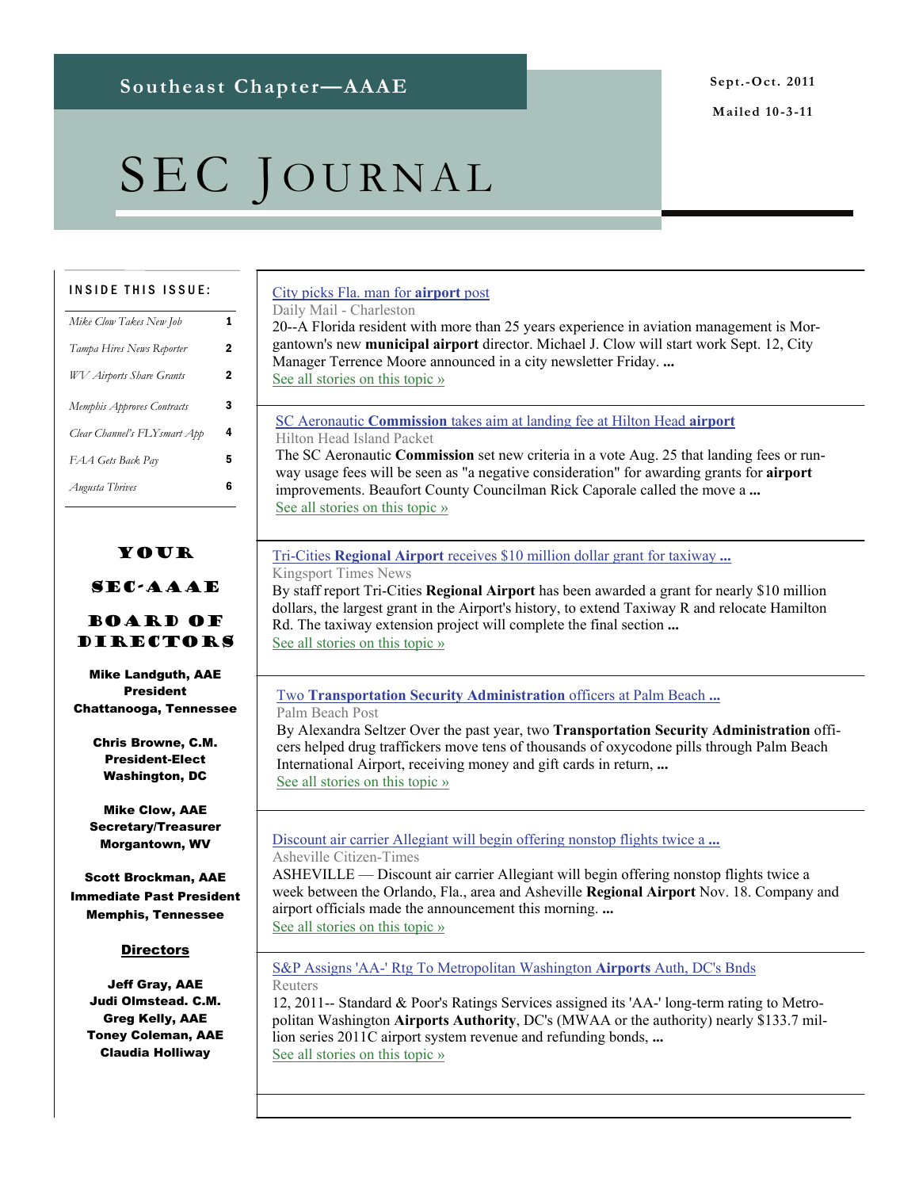Southeast Chapter—AAAE

Sept.-Oct. 2011

Mailed 10-3-11

# SEC Journal

**INSIDE THIS ISSUE:**

| | |
|---|---|
| *Mike Clow Takes New Job* | 1 |
| *Tampa Hires News Reporter* | 2 |
| *WV Airports Share Grants* | 2 |
| *Memphis Approves Contracts* | 3 |
| *Clear Channel's FLYsmart App* | 4 |
| *FAA Gets Back Pay* | 5 |
| *Augusta Thrives* | 6 |

## Your SEC-AAAE Board of Directors

**Mike Landguth, AAE**
**President**
**Chattanooga, Tennessee**

**Chris Browne, C.M.**
**President-Elect**
**Washington, DC**

**Mike Clow, AAE**
**Secretary/Treasurer**
**Morgantown, WV**

**Scott Brockman, AAE**
**Immediate Past President**
**Memphis, Tennessee**

**Directors**

**Jeff Gray, AAE**
**Judi Olmstead. C.M.**
**Greg Kelly, AAE**
**Toney Coleman, AAE**
**Claudia Holliway**

---

City picks Fla. man for **airport** post
Daily Mail - Charleston
20--A Florida resident with more than 25 years experience in aviation management is Morgantown's new **municipal airport** director. Michael J. Clow will start work Sept. 12, City Manager Terrence Moore announced in a city newsletter Friday. **...**
See all stories on this topic »

SC Aeronautic **Commission** takes aim at landing fee at Hilton Head **airport**
Hilton Head Island Packet
The SC Aeronautic **Commission** set new criteria in a vote Aug. 25 that landing fees or runway usage fees will be seen as "a negative consideration" for awarding grants for **airport** improvements. Beaufort County Councilman Rick Caporale called the move a **...**
See all stories on this topic »

Tri-Cities **Regional Airport** receives $10 million dollar grant for taxiway **...**
Kingsport Times News
By staff report Tri-Cities **Regional Airport** has been awarded a grant for nearly $10 million dollars, the largest grant in the Airport's history, to extend Taxiway R and relocate Hamilton Rd. The taxiway extension project will complete the final section **...**
See all stories on this topic »

Two **Transportation Security Administration** officers at Palm Beach **...**
Palm Beach Post
By Alexandra Seltzer Over the past year, two **Transportation Security Administration** officers helped drug traffickers move tens of thousands of oxycodone pills through Palm Beach International Airport, receiving money and gift cards in return, **...**
See all stories on this topic »

Discount air carrier Allegiant will begin offering nonstop flights twice a **...**
Asheville Citizen-Times
ASHEVILLE — Discount air carrier Allegiant will begin offering nonstop flights twice a week between the Orlando, Fla., area and Asheville **Regional Airport** Nov. 18. Company and airport officials made the announcement this morning. **...**
See all stories on this topic »

S&P Assigns 'AA-' Rtg To Metropolitan Washington **Airports** Auth, DC's Bnds
Reuters
12, 2011-- Standard & Poor's Ratings Services assigned its 'AA-' long-term rating to Metropolitan Washington **Airports Authority**, DC's (MWAA or the authority) nearly $133.7 million series 2011C airport system revenue and refunding bonds, **...**
See all stories on this topic »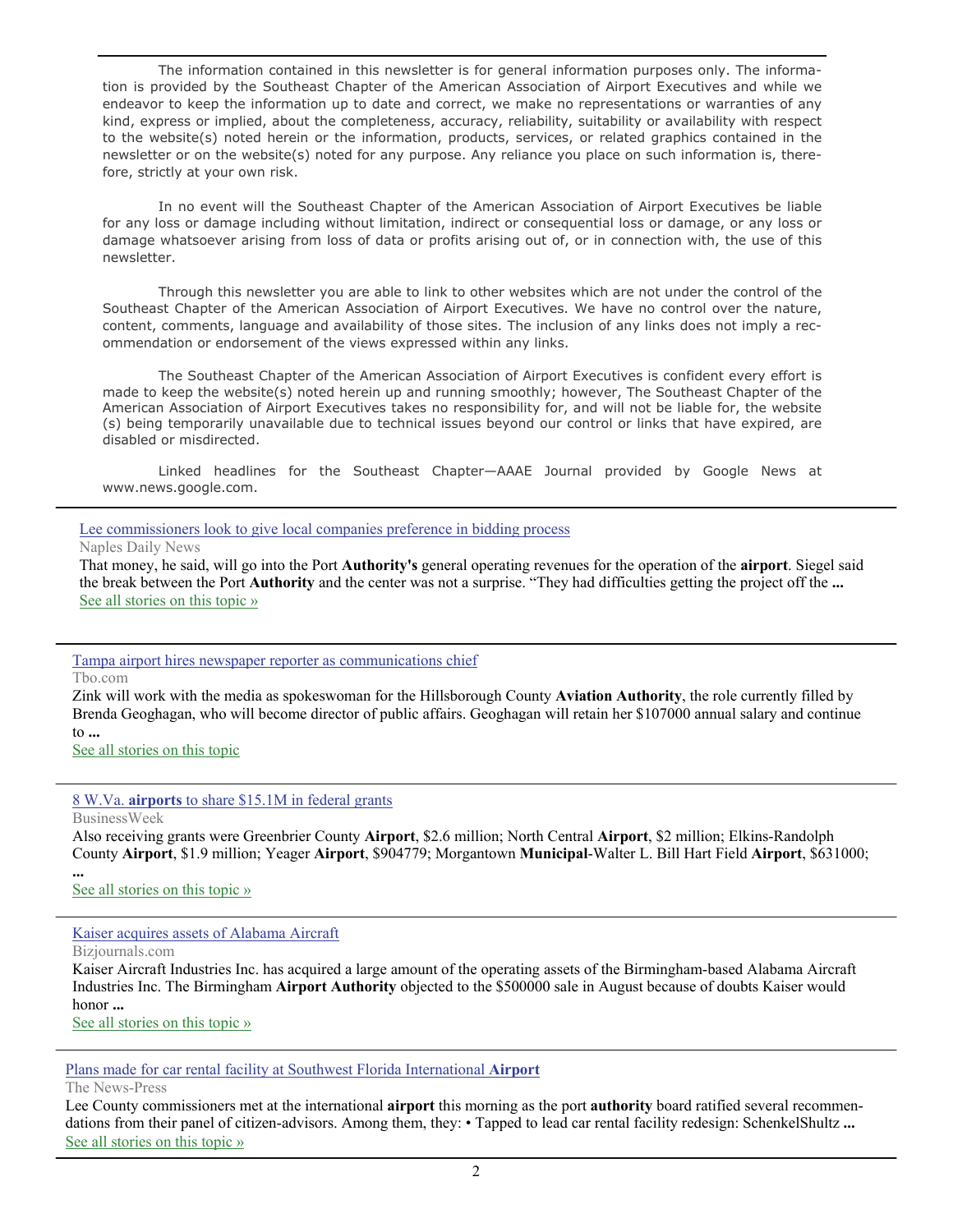The information contained in this newsletter is for general information purposes only. The information is provided by the Southeast Chapter of the American Association of Airport Executives and while we endeavor to keep the information up to date and correct, we make no representations or warranties of any kind, express or implied, about the completeness, accuracy, reliability, suitability or availability with respect to the website(s) noted herein or the information, products, services, or related graphics contained in the newsletter or on the website(s) noted for any purpose. Any reliance you place on such information is, therefore, strictly at your own risk.

In no event will the Southeast Chapter of the American Association of Airport Executives be liable for any loss or damage including without limitation, indirect or consequential loss or damage, or any loss or damage whatsoever arising from loss of data or profits arising out of, or in connection with, the use of this newsletter.

Through this newsletter you are able to link to other websites which are not under the control of the Southeast Chapter of the American Association of Airport Executives. We have no control over the nature, content, comments, language and availability of those sites. The inclusion of any links does not imply a recommendation or endorsement of the views expressed within any links.

The Southeast Chapter of the American Association of Airport Executives is confident every effort is made to keep the website(s) noted herein up and running smoothly; however, The Southeast Chapter of the American Association of Airport Executives takes no responsibility for, and will not be liable for, the website (s) being temporarily unavailable due to technical issues beyond our control or links that have expired, are disabled or misdirected.

Linked headlines for the Southeast Chapter—AAAE Journal provided by Google News at www.news.google.com.

---

Lee commissioners look to give local companies preference in bidding process

Naples Daily News

That money, he said, will go into the Port **Authority's** general operating revenues for the operation of the **airport**. Siegel said the break between the Port **Authority** and the center was not a surprise. "They had difficulties getting the project off the **...**

See all stories on this topic »

---

Tampa airport hires newspaper reporter as communications chief

Tbo.com

Zink will work with the media as spokeswoman for the Hillsborough County **Aviation Authority**, the role currently filled by Brenda Geoghagan, who will become director of public affairs. Geoghagan will retain her $107000 annual salary and continue to **...**

See all stories on this topic

---

8 W.Va. **airports** to share $15.1M in federal grants

BusinessWeek

Also receiving grants were Greenbrier County **Airport**, $2.6 million; North Central **Airport**, $2 million; Elkins-Randolph County **Airport**, $1.9 million; Yeager **Airport**, $904779; Morgantown **Municipal**-Walter L. Bill Hart Field **Airport**, $631000; **...**

See all stories on this topic »

---

Kaiser acquires assets of Alabama Aircraft

Bizjournals.com

Kaiser Aircraft Industries Inc. has acquired a large amount of the operating assets of the Birmingham-based Alabama Aircraft Industries Inc. The Birmingham **Airport Authority** objected to the $500000 sale in August because of doubts Kaiser would honor **...**

See all stories on this topic »

---

Plans made for car rental facility at Southwest Florida International **Airport**

The News-Press

Lee County commissioners met at the international **airport** this morning as the port **authority** board ratified several recommendations from their panel of citizen-advisors. Among them, they: • Tapped to lead car rental facility redesign: SchenkelShultz **...**

See all stories on this topic »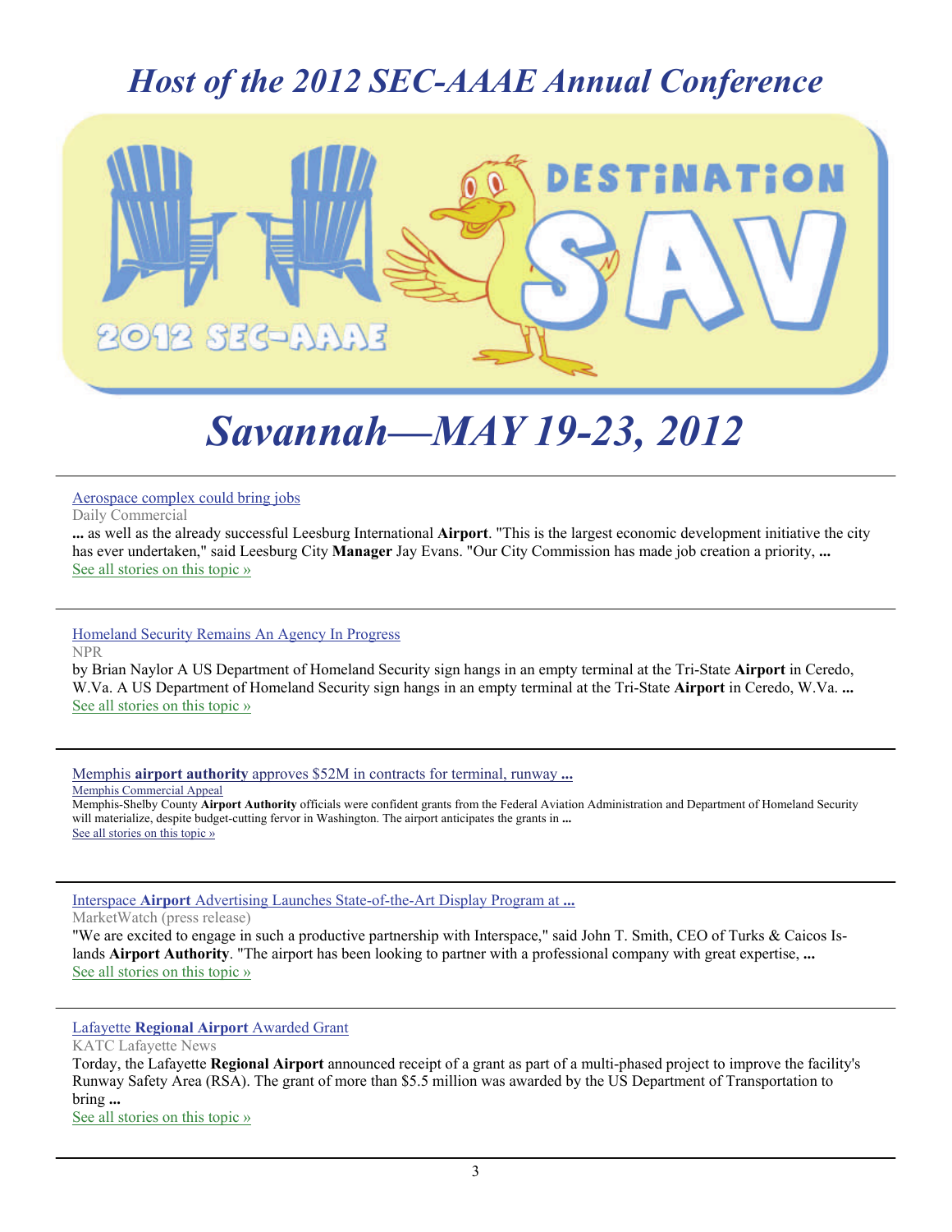# *Host of the 2012 SEC-AAAE Annual Conference*

# *Savannah—MAY 19-23, 2012*

---

Aerospace complex could bring jobs

Daily Commercial

**...** as well as the already successful Leesburg International **Airport**. "This is the largest economic development initiative the city has ever undertaken," said Leesburg City **Manager** Jay Evans. "Our City Commission has made job creation a priority, **...**

See all stories on this topic »

---

Homeland Security Remains An Agency In Progress

NPR

by Brian Naylor A US Department of Homeland Security sign hangs in an empty terminal at the Tri-State **Airport** in Ceredo, W.Va. A US Department of Homeland Security sign hangs in an empty terminal at the Tri-State **Airport** in Ceredo, W.Va. **...**

See all stories on this topic »

---

Memphis **airport authority** approves $52M in contracts for terminal, runway **...**

Memphis Commercial Appeal

Memphis-Shelby County **Airport Authority** officials were confident grants from the Federal Aviation Administration and Department of Homeland Security will materialize, despite budget-cutting fervor in Washington. The airport anticipates the grants in **...**

See all stories on this topic »

---

Interspace **Airport** Advertising Launches State-of-the-Art Display Program at **...**

MarketWatch (press release)

"We are excited to engage in such a productive partnership with Interspace," said John T. Smith, CEO of Turks & Caicos Islands **Airport Authority**. "The airport has been looking to partner with a professional company with great expertise, **...**

See all stories on this topic »

---

Lafayette **Regional Airport** Awarded Grant

KATC Lafayette News

Today, the Lafayette **Regional Airport** announced receipt of a grant as part of a multi-phased project to improve the facility's Runway Safety Area (RSA). The grant of more than $5.5 million was awarded by the US Department of Transportation to bring **...**

See all stories on this topic »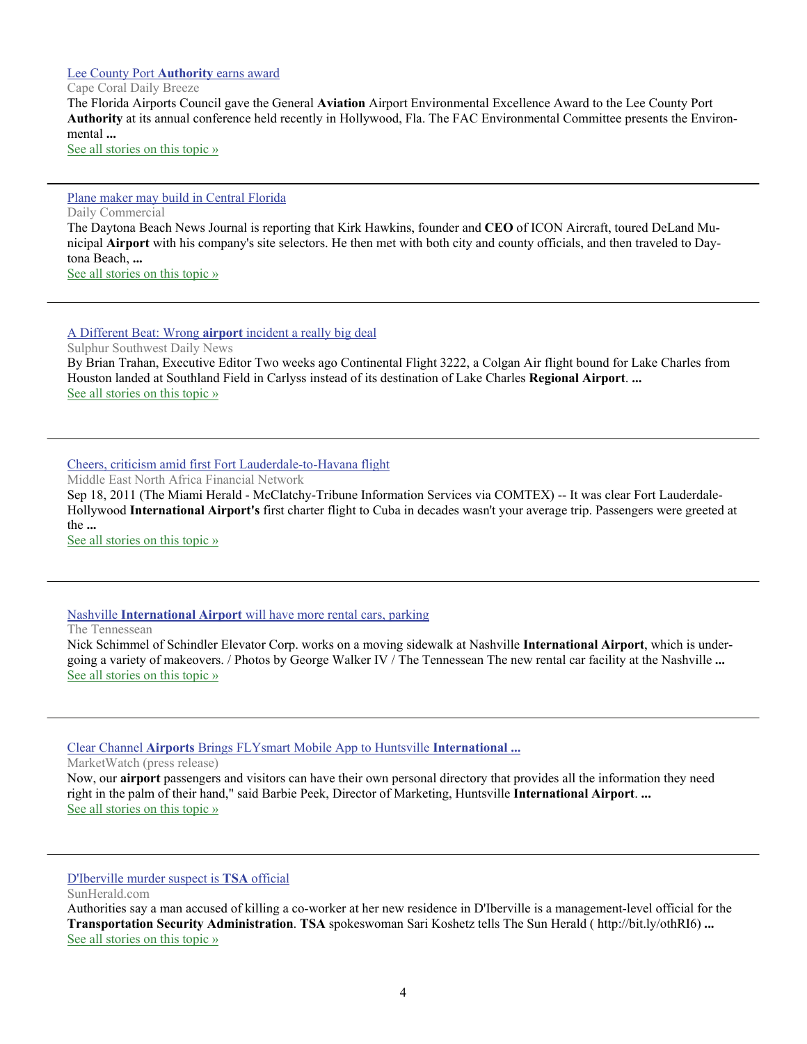[Lee County Port **Authority** earns award](#)

Cape Coral Daily Breeze

The Florida Airports Council gave the General **Aviation** Airport Environmental Excellence Award to the Lee County Port **Authority** at its annual conference held recently in Hollywood, Fla. The FAC Environmental Committee presents the Environmental **...**

[See all stories on this topic »](#)

---

[Plane maker may build in Central Florida](#)

Daily Commercial

The Daytona Beach News Journal is reporting that Kirk Hawkins, founder and **CEO** of ICON Aircraft, toured DeLand Municipal **Airport** with his company's site selectors. He then met with both city and county officials, and then traveled to Daytona Beach, **...**

[See all stories on this topic »](#)

---

[A Different Beat: Wrong **airport** incident a really big deal](#)

Sulphur Southwest Daily News

By Brian Trahan, Executive Editor Two weeks ago Continental Flight 3222, a Colgan Air flight bound for Lake Charles from Houston landed at Southland Field in Carlyss instead of its destination of Lake Charles **Regional Airport**. **...**

[See all stories on this topic »](#)

---

[Cheers, criticism amid first Fort Lauderdale-to-Havana flight](#)

Middle East North Africa Financial Network

Sep 18, 2011 (The Miami Herald - McClatchy-Tribune Information Services via COMTEX) -- It was clear Fort Lauderdale-Hollywood **International Airport's** first charter flight to Cuba in decades wasn't your average trip. Passengers were greeted at the **...**

[See all stories on this topic »](#)

---

[Nashville **International Airport** will have more rental cars, parking](#)

The Tennessean

Nick Schimmel of Schindler Elevator Corp. works on a moving sidewalk at Nashville **International Airport**, which is undergoing a variety of makeovers. / Photos by George Walker IV / The Tennessean The new rental car facility at the Nashville **...**

[See all stories on this topic »](#)

---

[Clear Channel **Airports** Brings FLYsmart Mobile App to Huntsville **International ...**](#)

MarketWatch (press release)

Now, our **airport** passengers and visitors can have their own personal directory that provides all the information they need right in the palm of their hand," said Barbie Peek, Director of Marketing, Huntsville **International Airport**. **...**

[See all stories on this topic »](#)

---

[D'Iberville murder suspect is **TSA** official](#)

SunHerald.com

Authorities say a man accused of killing a co-worker at her new residence in D'Iberville is a management-level official for the **Transportation Security Administration**. **TSA** spokeswoman Sari Koshetz tells The Sun Herald ( http://bit.ly/othRI6) **...**

[See all stories on this topic »](#)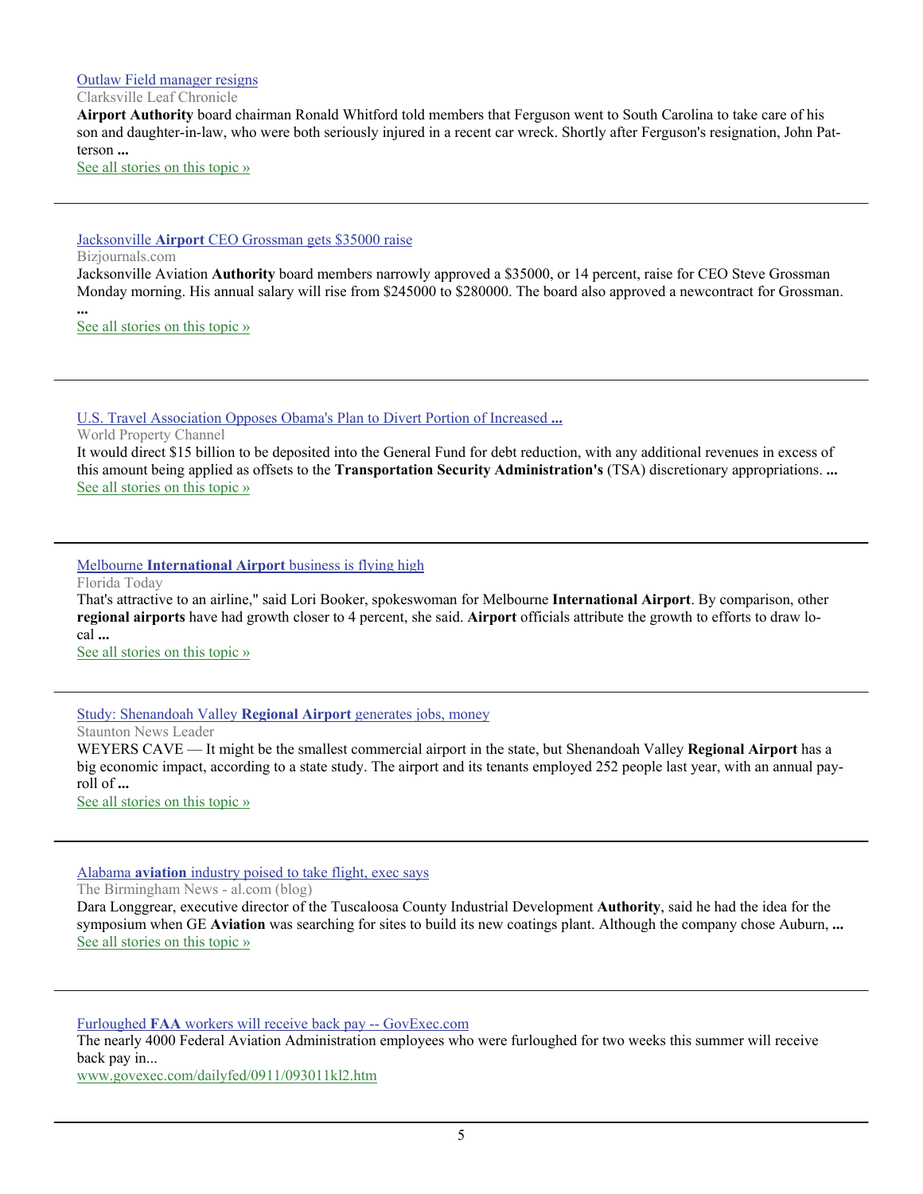[Outlaw Field manager resigns]

Clarksville Leaf Chronicle

**Airport Authority** board chairman Ronald Whitford told members that Ferguson went to South Carolina to take care of his son and daughter-in-law, who were both seriously injured in a recent car wreck. Shortly after Ferguson's resignation, John Patterson **...**

See all stories on this topic »

---

[Jacksonville **Airport** CEO Grossman gets $35000 raise]

Bizjournals.com

Jacksonville Aviation **Authority** board members narrowly approved a $35000, or 14 percent, raise for CEO Steve Grossman Monday morning. His annual salary will rise from $245000 to $280000. The board also approved a newcontract for Grossman. **...**

See all stories on this topic »

---

[U.S. Travel Association Opposes Obama's Plan to Divert Portion of Increased **...**]

World Property Channel

It would direct $15 billion to be deposited into the General Fund for debt reduction, with any additional revenues in excess of this amount being applied as offsets to the **Transportation Security Administration's** (TSA) discretionary appropriations. **...**

See all stories on this topic »

---

[Melbourne **International Airport** business is flying high]

Florida Today

That's attractive to an airline," said Lori Booker, spokeswoman for Melbourne **International Airport**. By comparison, other **regional airports** have had growth closer to 4 percent, she said. **Airport** officials attribute the growth to efforts to draw local **...**

See all stories on this topic »

---

[Study: Shenandoah Valley **Regional Airport** generates jobs, money]

Staunton News Leader

WEYERS CAVE — It might be the smallest commercial airport in the state, but Shenandoah Valley **Regional Airport** has a big economic impact, according to a state study. The airport and its tenants employed 252 people last year, with an annual payroll of **...**

See all stories on this topic »

---

[Alabama **aviation** industry poised to take flight, exec says]

The Birmingham News - al.com (blog)

Dara Longgrear, executive director of the Tuscaloosa County Industrial Development **Authority**, said he had the idea for the symposium when GE **Aviation** was searching for sites to build its new coatings plant. Although the company chose Auburn, **...**

See all stories on this topic »

---

[Furloughed **FAA** workers will receive back pay -- GovExec.com]

The nearly 4000 Federal Aviation Administration employees who were furloughed for two weeks this summer will receive back pay in...

www.govexec.com/dailyfed/0911/093011kl2.htm

---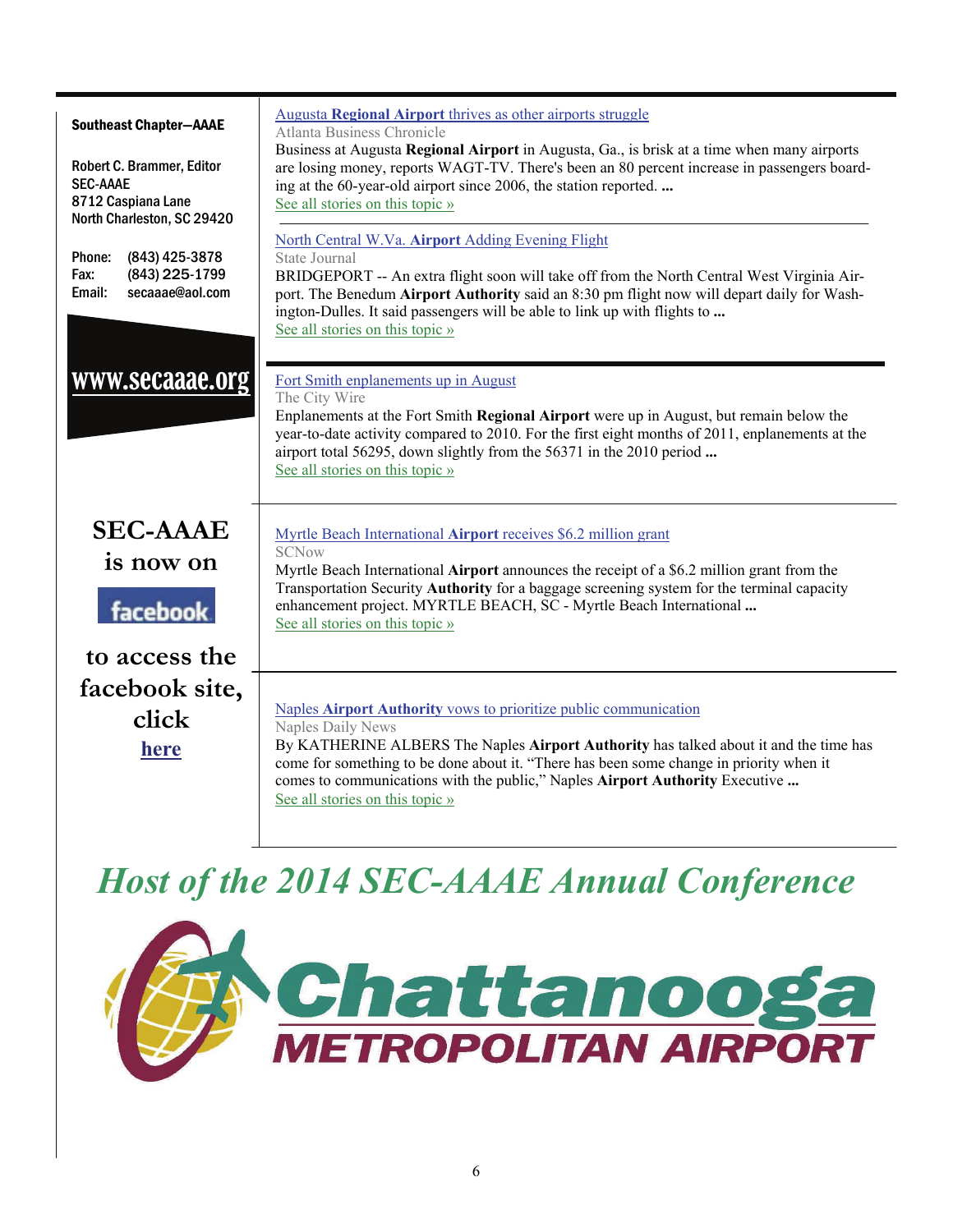**Southeast Chapter—AAAE**

**Robert C. Brammer, Editor**
**SEC-AAAE**
**8712 Caspiana Lane**
**North Charleston, SC 29420**

**Phone: (843) 425-3878**
**Fax: (843) 225-1799**
**Email: secaaae@aol.com**

**www.secaaae.org**

**SEC-AAAE is now on facebook to access the facebook site, click here**

[Augusta **Regional Airport** thrives as other airports struggle]

Atlanta Business Chronicle

Business at Augusta **Regional Airport** in Augusta, Ga., is brisk at a time when many airports are losing money, reports WAGT-TV. There's been an 80 percent increase in passengers boarding at the 60-year-old airport since 2006, the station reported. **...**

See all stories on this topic »

---

North Central W.Va. **Airport** Adding Evening Flight

State Journal

BRIDGEPORT -- An extra flight soon will take off from the North Central West Virginia Airport. The Benedum **Airport Authority** said an 8:30 pm flight now will depart daily for Washington-Dulles. It said passengers will be able to link up with flights to **...**

See all stories on this topic »

---

Fort Smith enplanements up in August

The City Wire

Enplanements at the Fort Smith **Regional Airport** were up in August, but remain below the year-to-date activity compared to 2010. For the first eight months of 2011, enplanements at the airport total 56295, down slightly from the 56371 in the 2010 period **...**

See all stories on this topic »

---

Myrtle Beach International **Airport** receives $6.2 million grant

SCNow

Myrtle Beach International **Airport** announces the receipt of a $6.2 million grant from the Transportation Security **Authority** for a baggage screening system for the terminal capacity enhancement project. MYRTLE BEACH, SC - Myrtle Beach International **...**

See all stories on this topic »

---

Naples **Airport Authority** vows to prioritize public communication

Naples Daily News

By KATHERINE ALBERS The Naples **Airport Authority** has talked about it and the time has come for something to be done about it. "There has been some change in priority when it comes to communications with the public," Naples **Airport Authority** Executive **...**

See all stories on this topic »

---

## *Host of the 2014 SEC-AAAE Annual Conference*

**Chattanooga METROPOLITAN AIRPORT**